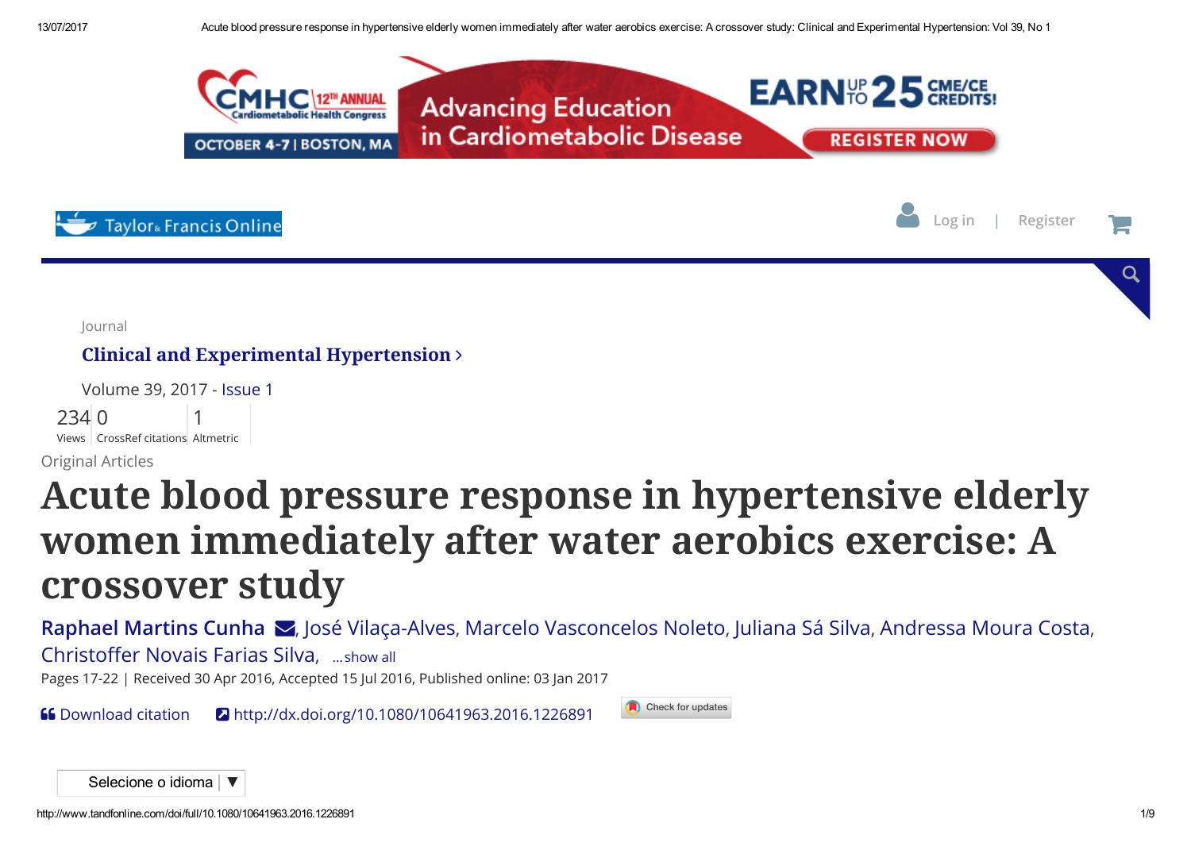Journal

**Clinical and Experimental Hypertension ›**

Volume 39, 2017 - Issue 1

234 Views | 0 CrossRef citations | 1 Altmetric

Original Articles

# Acute blood pressure response in hypertensive elderly women immediately after water aerobics exercise: A crossover study

Raphael Martins Cunha, José Vilaça-Alves, Marcelo Vasconcelos Noleto, Juliana Sá Silva, Andressa Moura Costa, Christoffer Novais Farias Silva, ...show all

Pages 17-22 | Received 30 Apr 2016, Accepted 15 Jul 2016, Published online: 03 Jan 2017

Download citation | http://dx.doi.org/10.1080/10641963.2016.1226891 | Check for updates

Selecione o idioma ▼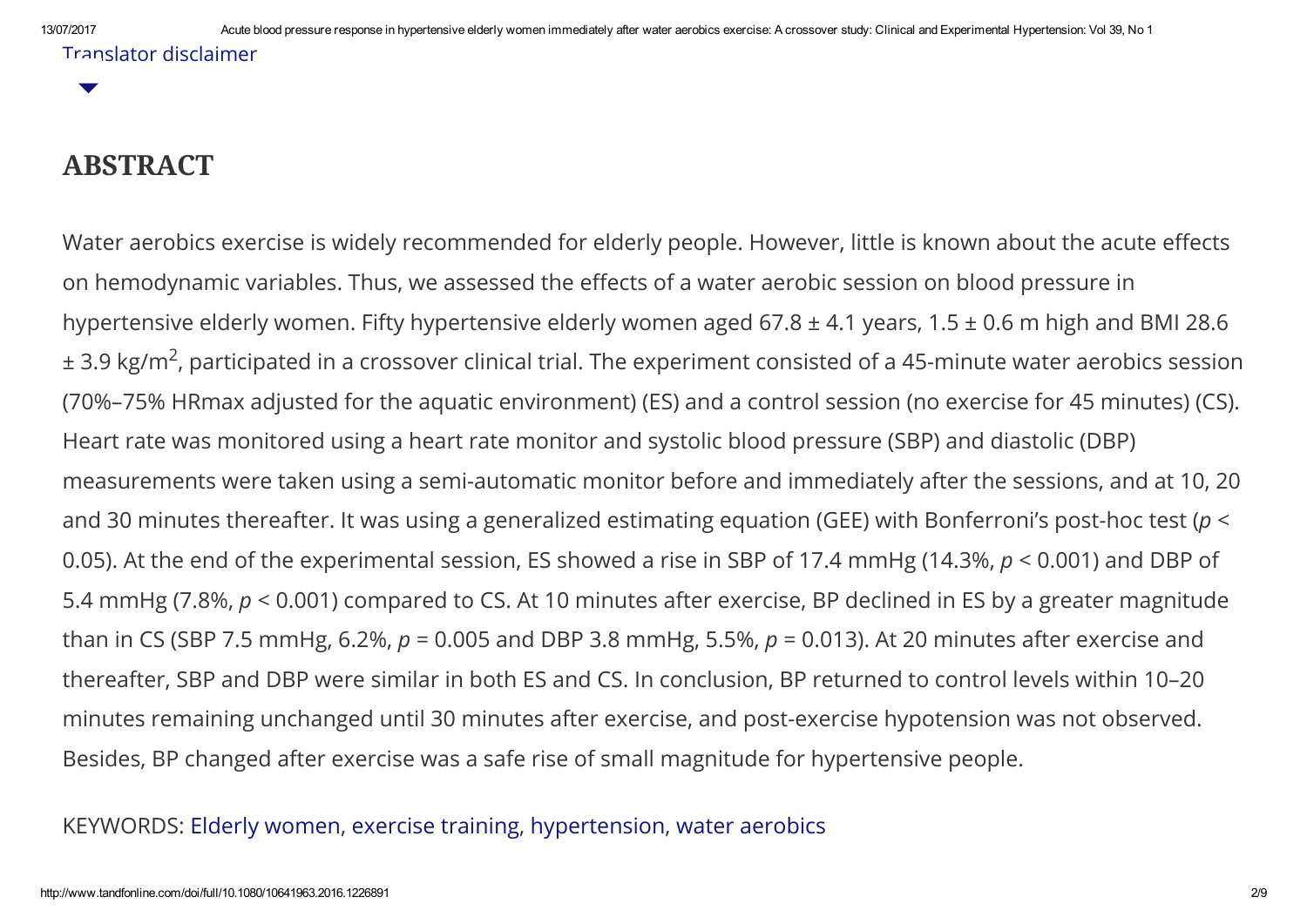Translator disclaimer

## ABSTRACT

Water aerobics exercise is widely recommended for elderly people. However, little is known about the acute effects on hemodynamic variables. Thus, we assessed the effects of a water aerobic session on blood pressure in hypertensive elderly women. Fifty hypertensive elderly women aged 67.8 ± 4.1 years, 1.5 ± 0.6 m high and BMI 28.6 ± 3.9 kg/$m^2$, participated in a crossover clinical trial. The experiment consisted of a 45-minute water aerobics session (70%–75% HRmax adjusted for the aquatic environment) (ES) and a control session (no exercise for 45 minutes) (CS). Heart rate was monitored using a heart rate monitor and systolic blood pressure (SBP) and diastolic (DBP) measurements were taken using a semi-automatic monitor before and immediately after the sessions, and at 10, 20 and 30 minutes thereafter. It was using a generalized estimating equation (GEE) with Bonferroni's post-hoc test ($p < 0.05$). At the end of the experimental session, ES showed a rise in SBP of 17.4 mmHg (14.3%, $p < 0.001$) and DBP of 5.4 mmHg (7.8%, $p < 0.001$) compared to CS. At 10 minutes after exercise, BP declined in ES by a greater magnitude than in CS (SBP 7.5 mmHg, 6.2%, $p = 0.005$ and DBP 3.8 mmHg, 5.5%, $p = 0.013$). At 20 minutes after exercise and thereafter, SBP and DBP were similar in both ES and CS. In conclusion, BP returned to control levels within 10–20 minutes remaining unchanged until 30 minutes after exercise, and post-exercise hypotension was not observed. Besides, BP changed after exercise was a safe rise of small magnitude for hypertensive people.

KEYWORDS: Elderly women, exercise training, hypertension, water aerobics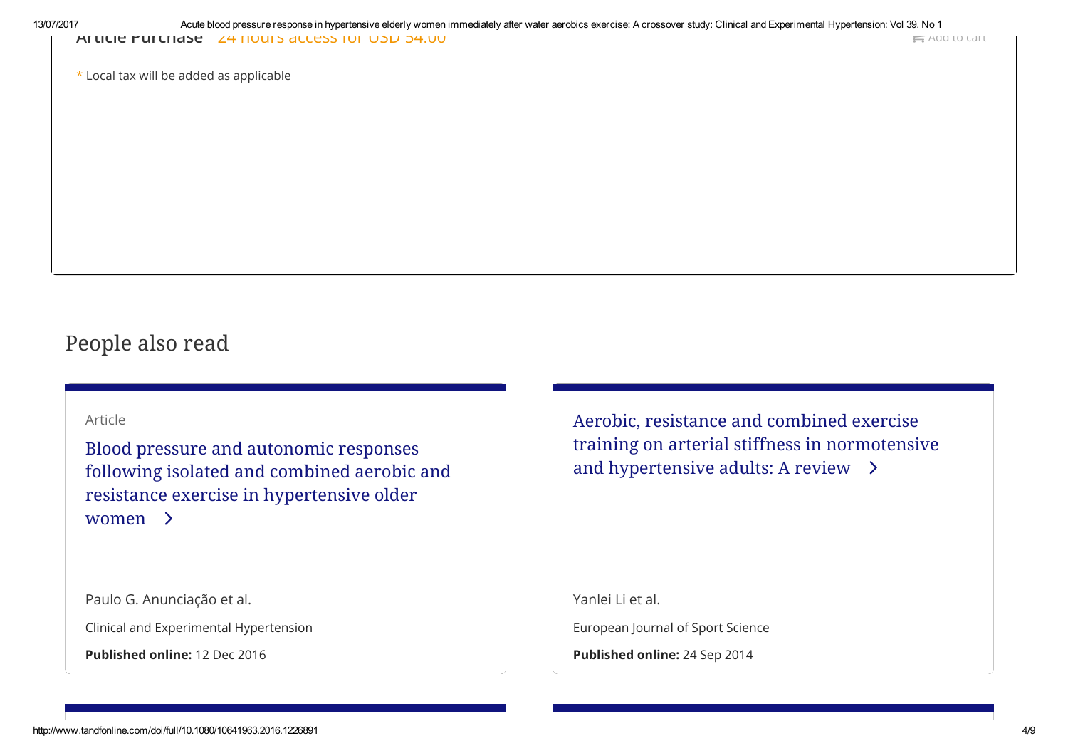**Article Purchase** 24 hours access for USD 54.00

Add to cart

* Local tax will be added as applicable

## People also read

Article

Blood pressure and autonomic responses following isolated and combined aerobic and resistance exercise in hypertensive older women

Paulo G. Anunciação et al.

Clinical and Experimental Hypertension

**Published online:** 12 Dec 2016

Aerobic, resistance and combined exercise training on arterial stiffness in normotensive and hypertensive adults: A review

Yanlei Li et al.

European Journal of Sport Science

**Published online:** 24 Sep 2014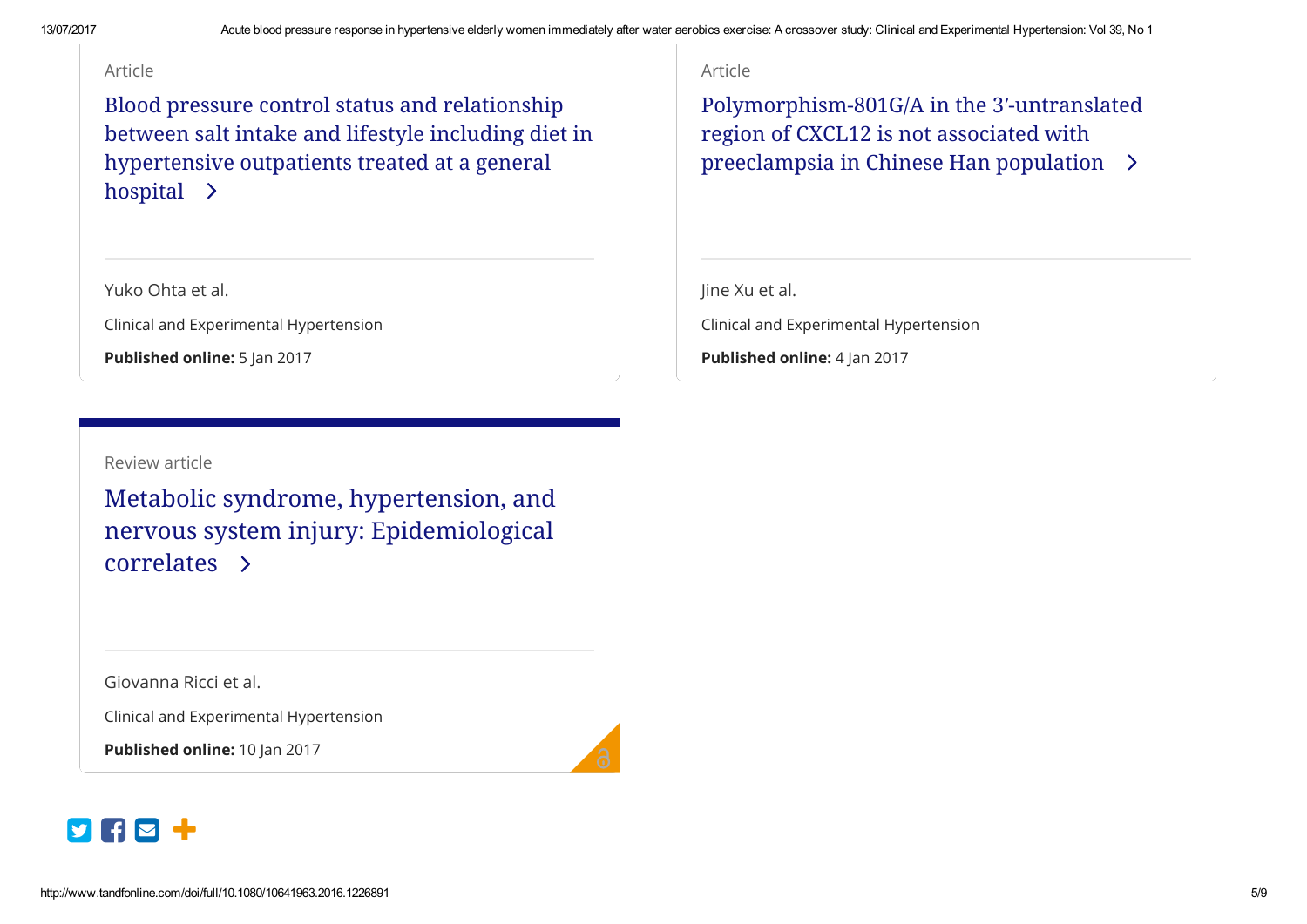Article

**Blood pressure control status and relationship between salt intake and lifestyle including diet in hypertensive outpatients treated at a general hospital**

Yuko Ohta et al.

Clinical and Experimental Hypertension

**Published online:** 5 Jan 2017

Article

**Polymorphism-801G/A in the 3′-untranslated region of CXCL12 is not associated with preeclampsia in Chinese Han population**

Jine Xu et al.

Clinical and Experimental Hypertension

**Published online:** 4 Jan 2017

Review article

**Metabolic syndrome, hypertension, and nervous system injury: Epidemiological correlates**

Giovanna Ricci et al.

Clinical and Experimental Hypertension

**Published online:** 10 Jan 2017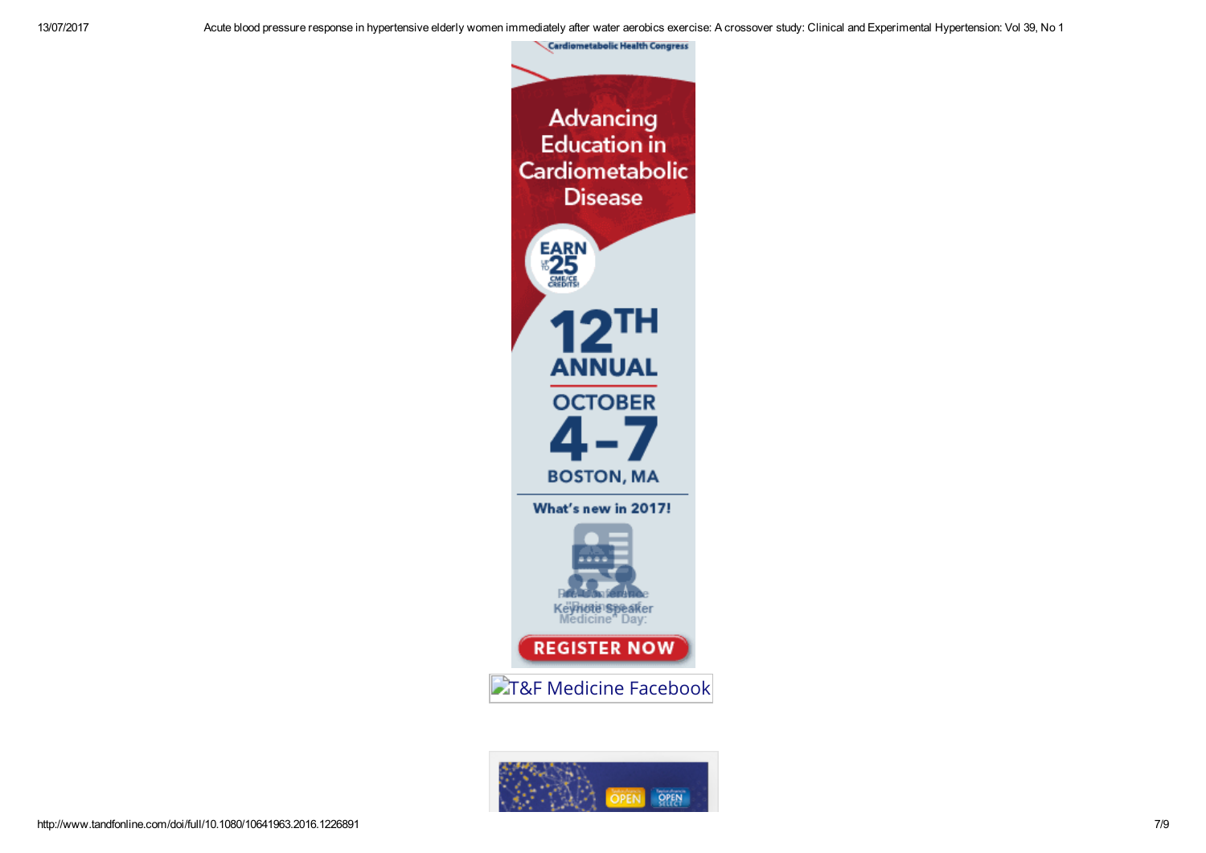Cardiometabolic Health Congress

Advancing Education in Cardiometabolic Disease

EARN UP TO 25 CME/CE CREDITS!

12TH ANNUAL

OCTOBER 4–7

BOSTON, MA

What's new in 2017!

REGISTER NOW

T&F Medicine Facebook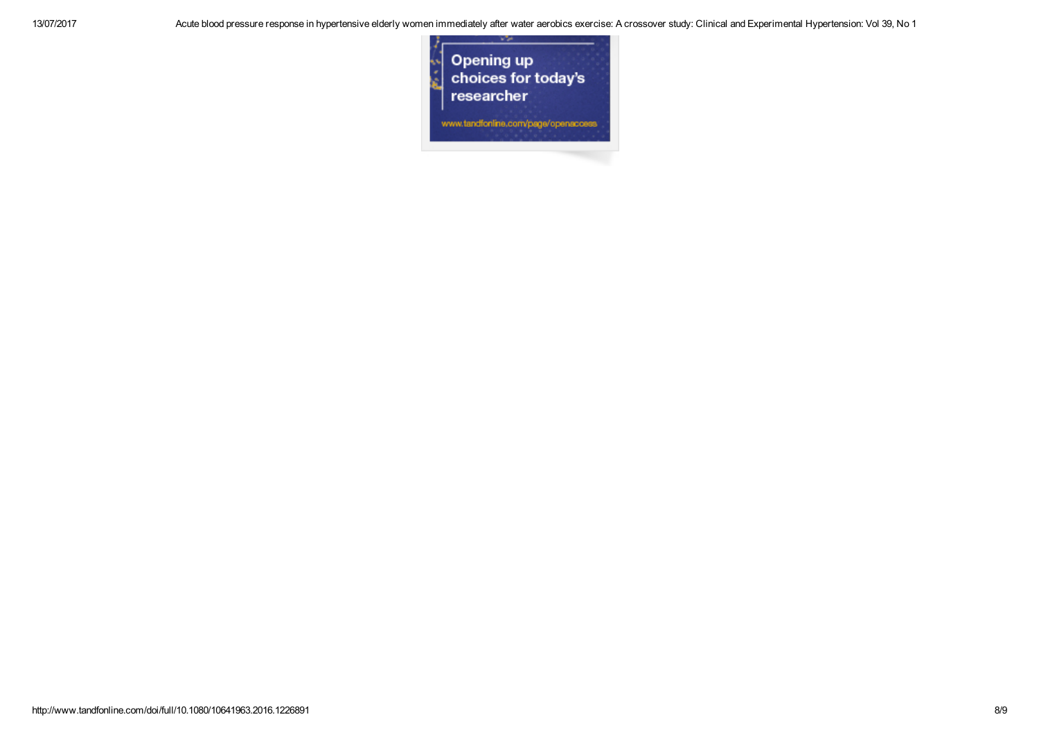Opening up choices for today's researcher

www.tandfonline.com/page/openaccess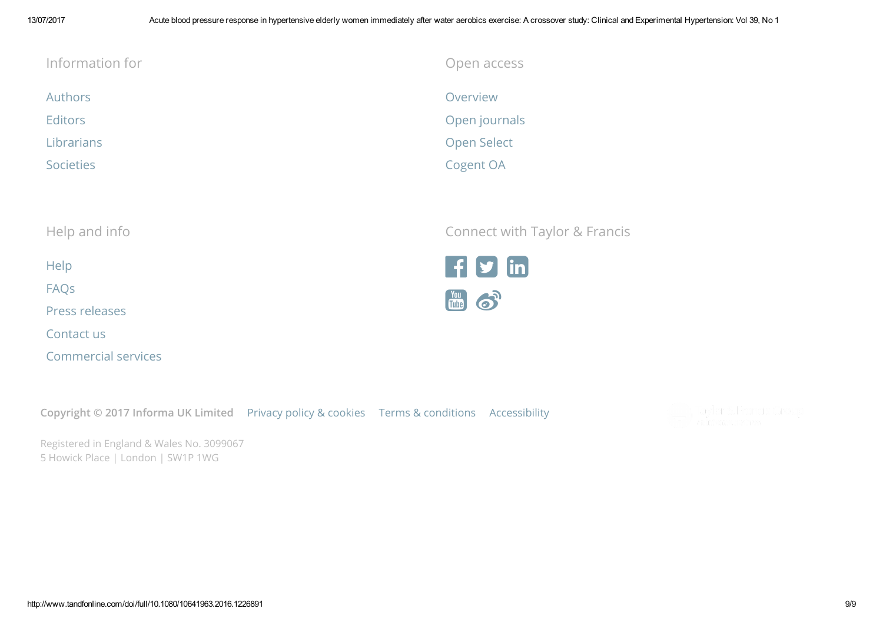## Information for

Authors

Editors

Librarians

Societies

## Open access

Overview

Open journals

Open Select

Cogent OA

## Help and info

Help

FAQs

Press releases

Contact us

Commercial services

## Connect with Taylor & Francis

**Copyright © 2017 Informa UK Limited** Privacy policy & cookies Terms & conditions Accessibility

Registered in England & Wales No. 3099067
5 Howick Place | London | SW1P 1WG